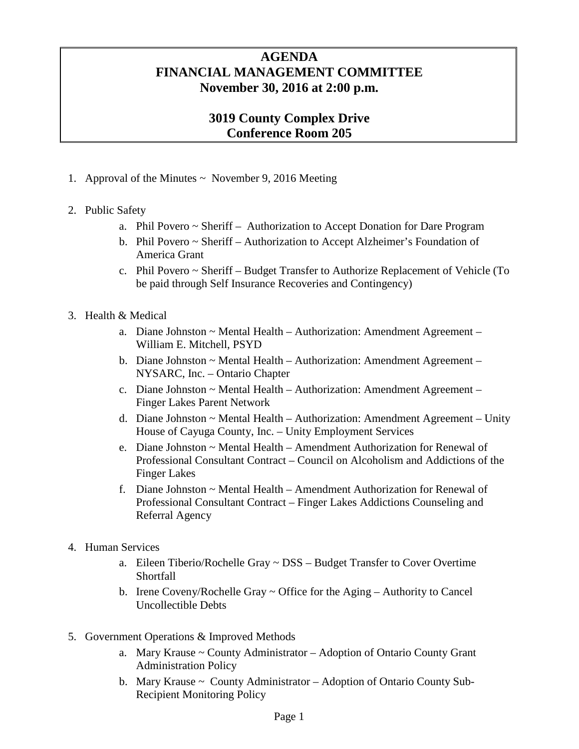# AGENDA
# FINANCIAL MANAGEMENT COMMITTEE
# November 30, 2016 at 2:00 p.m.

## 3019 County Complex Drive
## Conference Room 205

1. Approval of the Minutes ~ November 9, 2016 Meeting

2. Public Safety
   a. Phil Povero ~ Sheriff – Authorization to Accept Donation for Dare Program
   b. Phil Povero ~ Sheriff – Authorization to Accept Alzheimer's Foundation of America Grant
   c. Phil Povero ~ Sheriff – Budget Transfer to Authorize Replacement of Vehicle (To be paid through Self Insurance Recoveries and Contingency)

3. Health & Medical
   a. Diane Johnston ~ Mental Health – Authorization: Amendment Agreement – William E. Mitchell, PSYD
   b. Diane Johnston ~ Mental Health – Authorization: Amendment Agreement – NYSARC, Inc. – Ontario Chapter
   c. Diane Johnston ~ Mental Health – Authorization: Amendment Agreement – Finger Lakes Parent Network
   d. Diane Johnston ~ Mental Health – Authorization: Amendment Agreement – Unity House of Cayuga County, Inc. – Unity Employment Services
   e. Diane Johnston ~ Mental Health – Amendment Authorization for Renewal of Professional Consultant Contract – Council on Alcoholism and Addictions of the Finger Lakes
   f. Diane Johnston ~ Mental Health – Amendment Authorization for Renewal of Professional Consultant Contract – Finger Lakes Addictions Counseling and Referral Agency

4. Human Services
   a. Eileen Tiberio/Rochelle Gray ~ DSS – Budget Transfer to Cover Overtime Shortfall
   b. Irene Coveny/Rochelle Gray ~ Office for the Aging – Authority to Cancel Uncollectible Debts

5. Government Operations & Improved Methods
   a. Mary Krause ~ County Administrator – Adoption of Ontario County Grant Administration Policy
   b. Mary Krause ~ County Administrator – Adoption of Ontario County Sub-Recipient Monitoring Policy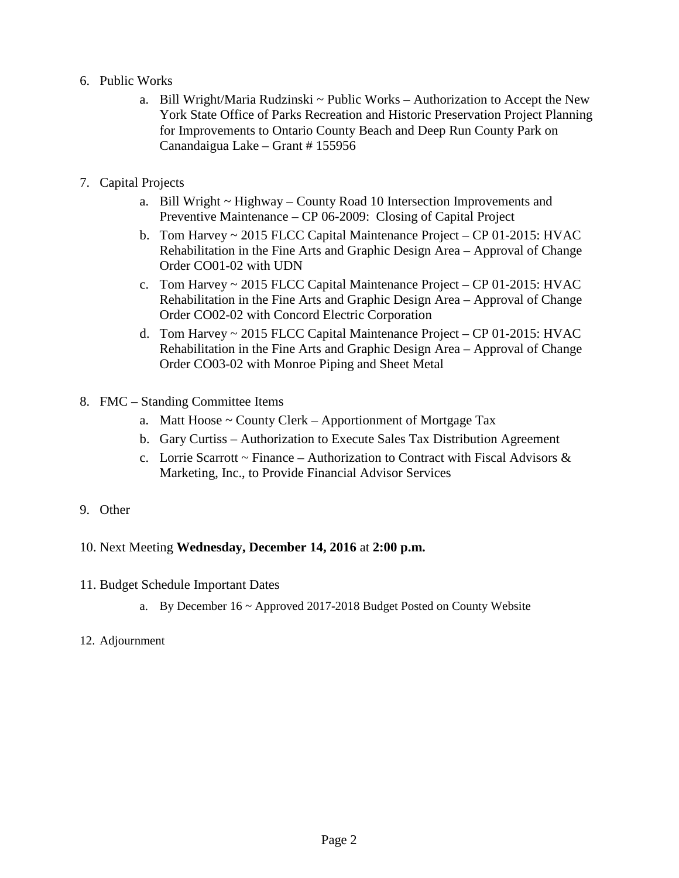6. Public Works
   a. Bill Wright/Maria Rudzinski ~ Public Works – Authorization to Accept the New York State Office of Parks Recreation and Historic Preservation Project Planning for Improvements to Ontario County Beach and Deep Run County Park on Canandaigua Lake – Grant # 155956

7. Capital Projects
   a. Bill Wright ~ Highway – County Road 10 Intersection Improvements and Preventive Maintenance – CP 06-2009: Closing of Capital Project
   b. Tom Harvey ~ 2015 FLCC Capital Maintenance Project – CP 01-2015: HVAC Rehabilitation in the Fine Arts and Graphic Design Area – Approval of Change Order CO01-02 with UDN
   c. Tom Harvey ~ 2015 FLCC Capital Maintenance Project – CP 01-2015: HVAC Rehabilitation in the Fine Arts and Graphic Design Area – Approval of Change Order CO02-02 with Concord Electric Corporation
   d. Tom Harvey ~ 2015 FLCC Capital Maintenance Project – CP 01-2015: HVAC Rehabilitation in the Fine Arts and Graphic Design Area – Approval of Change Order CO03-02 with Monroe Piping and Sheet Metal

8. FMC – Standing Committee Items
   a. Matt Hoose ~ County Clerk – Apportionment of Mortgage Tax
   b. Gary Curtiss – Authorization to Execute Sales Tax Distribution Agreement
   c. Lorrie Scarrott ~ Finance – Authorization to Contract with Fiscal Advisors & Marketing, Inc., to Provide Financial Advisor Services

9. Other

10. Next Meeting **Wednesday, December 14, 2016** at **2:00 p.m.**

11. Budget Schedule Important Dates
    a. By December 16 ~ Approved 2017-2018 Budget Posted on County Website

12. Adjournment